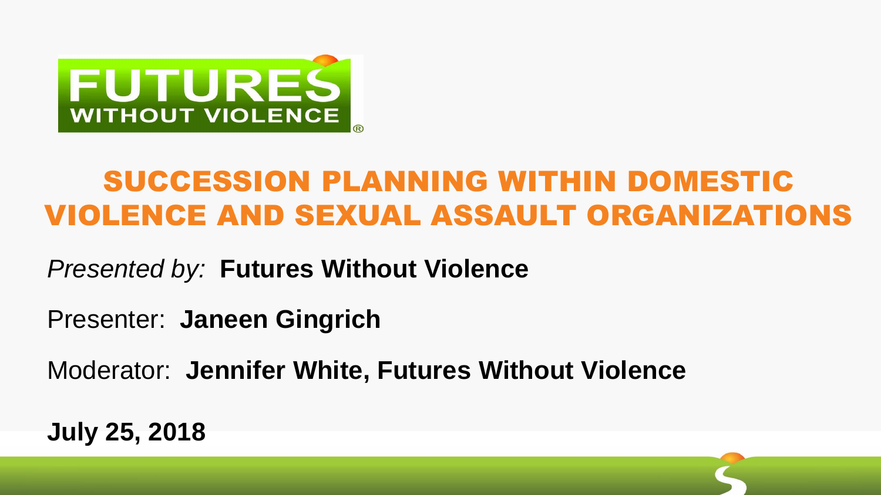FUTURES WITHOUT VIOLENCE®

# SUCCESSION PLANNING WITHIN DOMESTIC VIOLENCE AND SEXUAL ASSAULT ORGANIZATIONS

*Presented by:* **Futures Without Violence**

Presenter: **Janeen Gingrich**

Moderator: **Jennifer White, Futures Without Violence**

**July 25, 2018**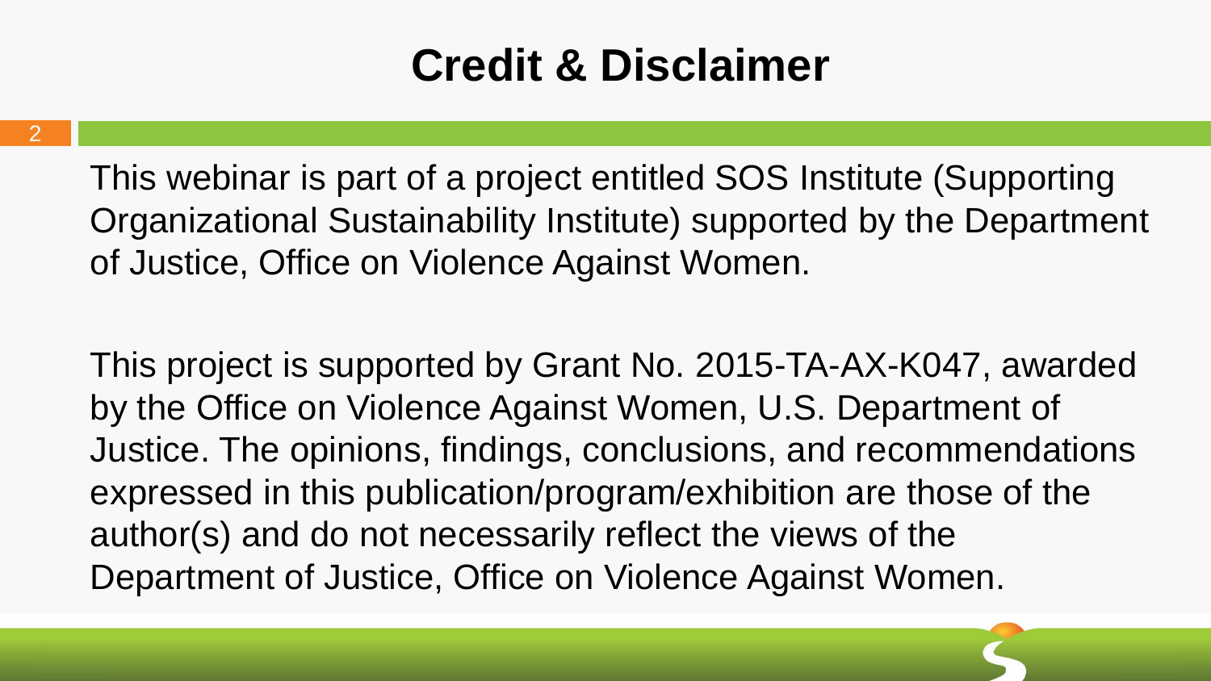# Credit & Disclaimer

This webinar is part of a project entitled SOS Institute (Supporting Organizational Sustainability Institute) supported by the Department of Justice, Office on Violence Against Women.

This project is supported by Grant No. 2015-TA-AX-K047, awarded by the Office on Violence Against Women, U.S. Department of Justice. The opinions, findings, conclusions, and recommendations expressed in this publication/program/exhibition are those of the author(s) and do not necessarily reflect the views of the Department of Justice, Office on Violence Against Women.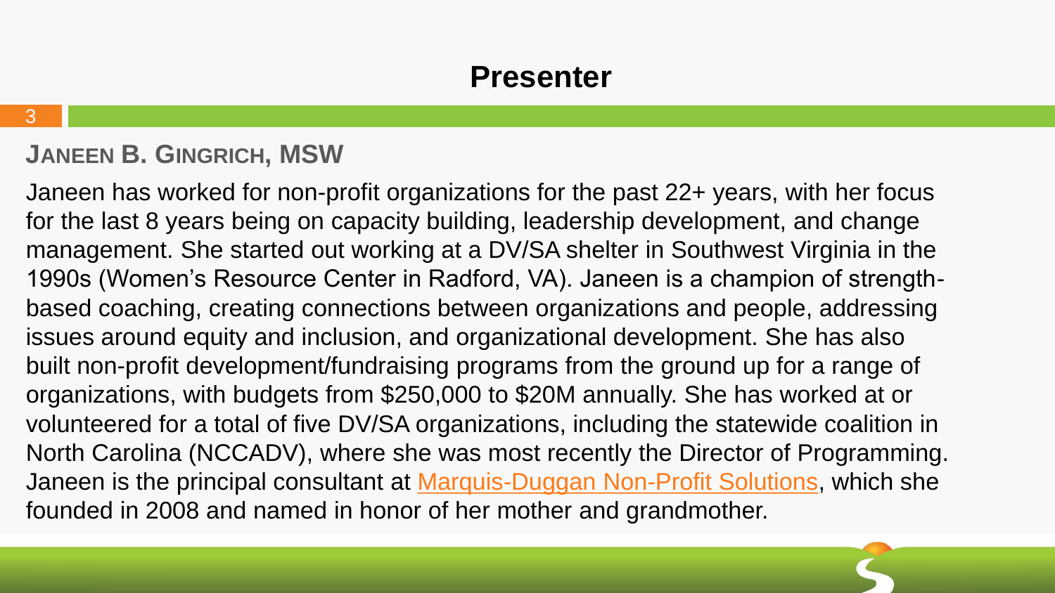# Presenter

## Janeen B. Gingrich, MSW

Janeen has worked for non-profit organizations for the past 22+ years, with her focus for the last 8 years being on capacity building, leadership development, and change management. She started out working at a DV/SA shelter in Southwest Virginia in the 1990s (Women's Resource Center in Radford, VA). Janeen is a champion of strength-based coaching, creating connections between organizations and people, addressing issues around equity and inclusion, and organizational development. She has also built non-profit development/fundraising programs from the ground up for a range of organizations, with budgets from $250,000 to $20M annually. She has worked at or volunteered for a total of five DV/SA organizations, including the statewide coalition in North Carolina (NCCADV), where she was most recently the Director of Programming. Janeen is the principal consultant at Marquis-Duggan Non-Profit Solutions, which she founded in 2008 and named in honor of her mother and grandmother.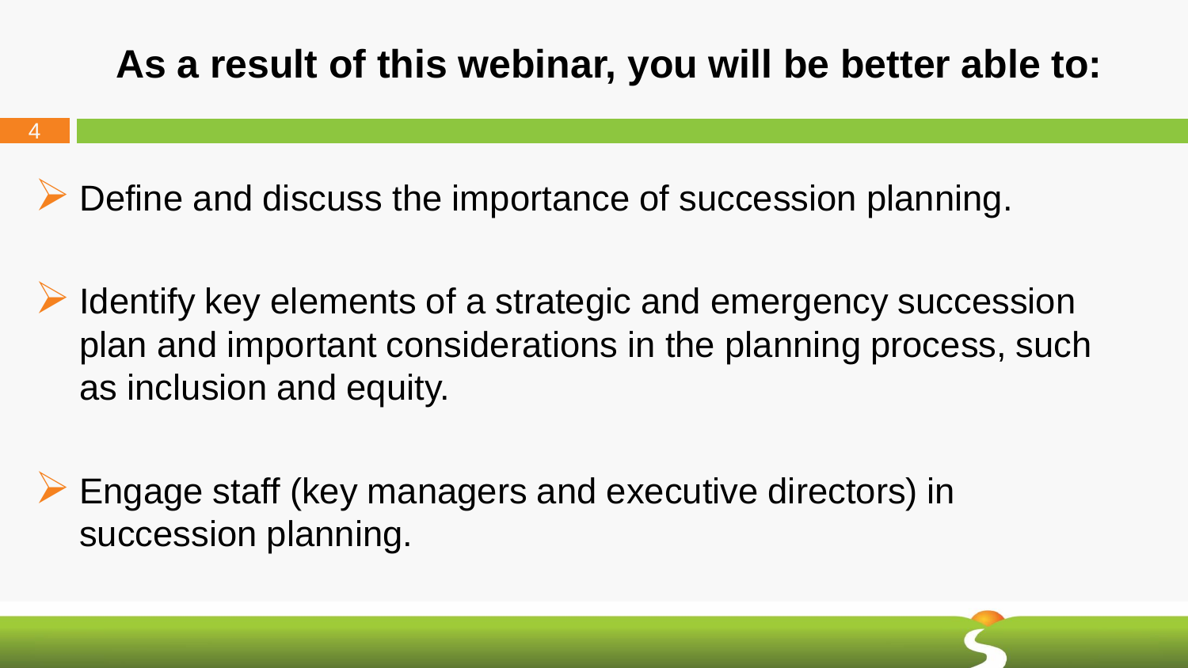# As a result of this webinar, you will be better able to:

- Define and discuss the importance of succession planning.
- Identify key elements of a strategic and emergency succession plan and important considerations in the planning process, such as inclusion and equity.
- Engage staff (key managers and executive directors) in succession planning.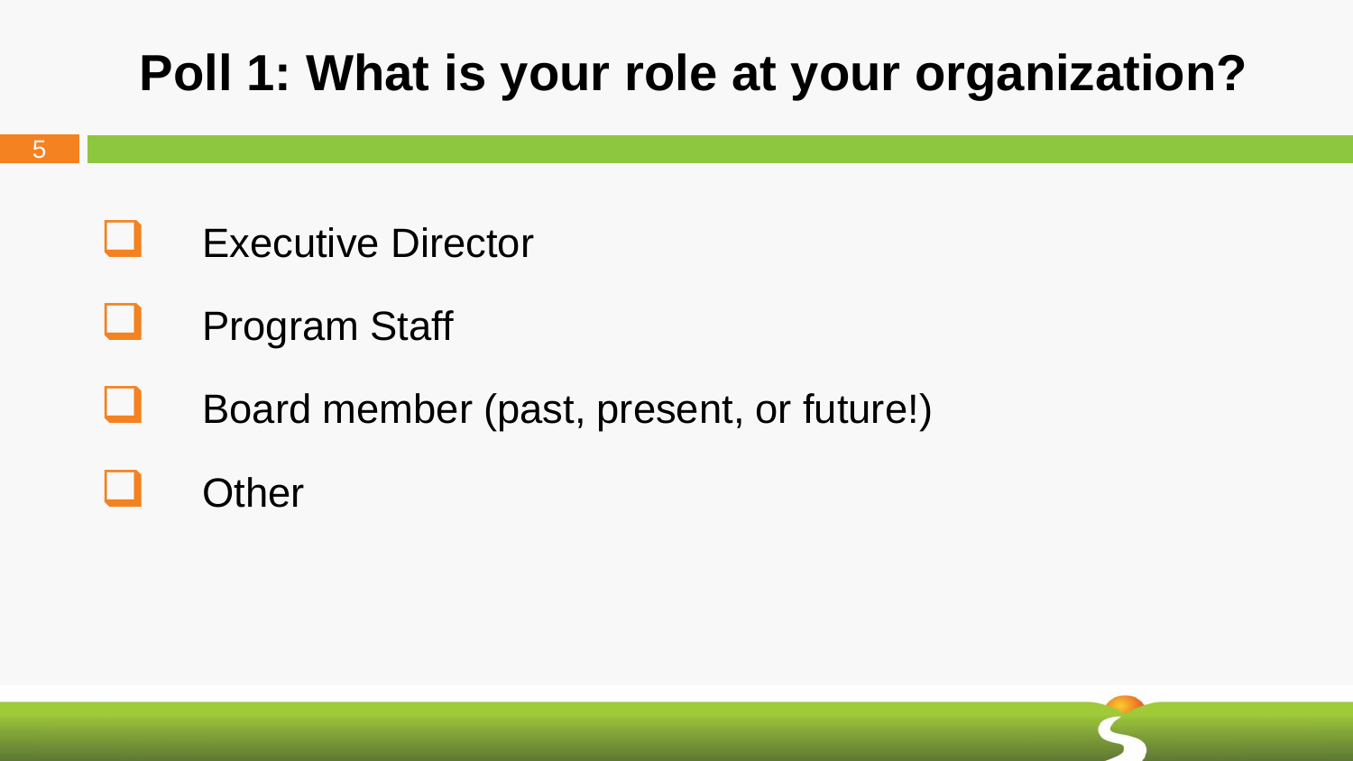# Poll 1: What is your role at your organization?

- [ ] Executive Director
- [ ] Program Staff
- [ ] Board member (past, present, or future!)
- [ ] Other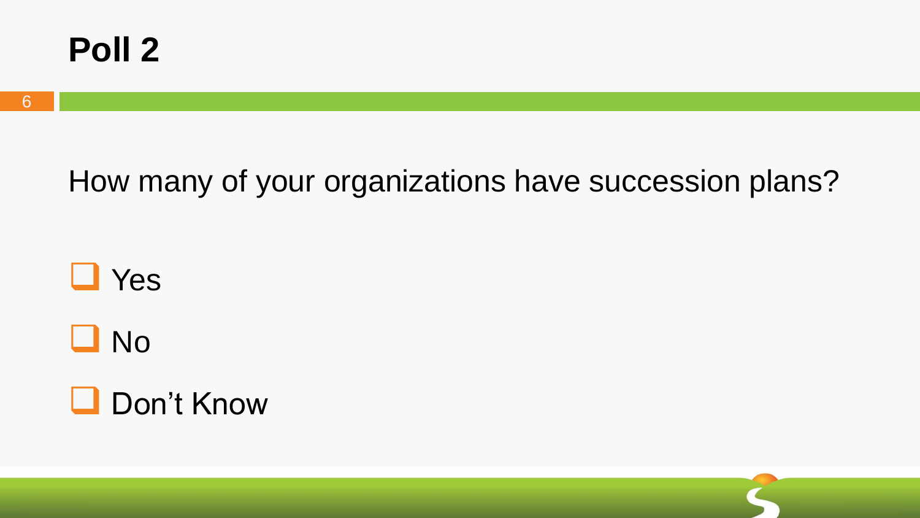# Poll 2

How many of your organizations have succession plans?

- ☐ Yes
- ☐ No
- ☐ Don't Know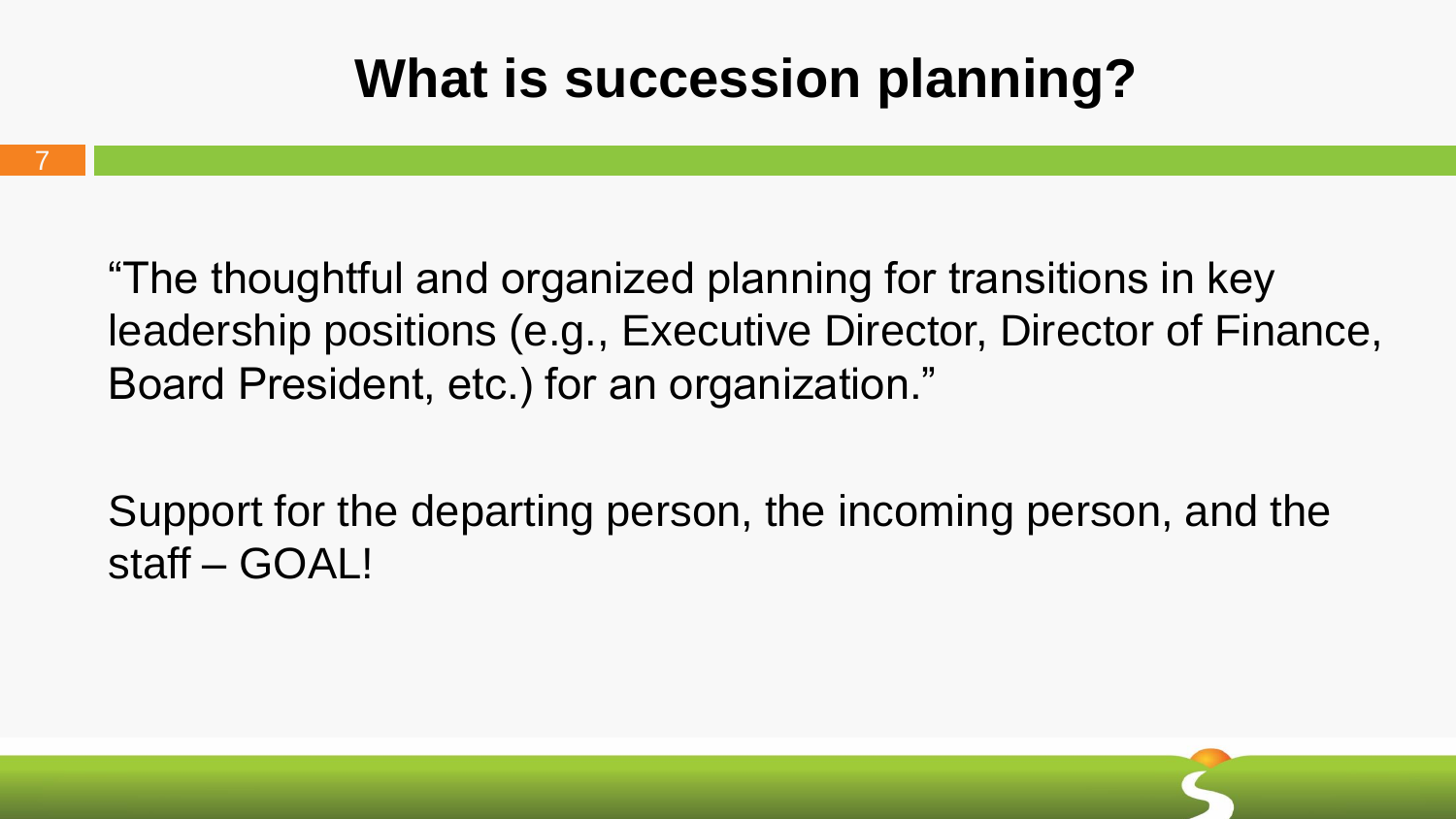# What is succession planning?

"The thoughtful and organized planning for transitions in key leadership positions (e.g., Executive Director, Director of Finance, Board President, etc.) for an organization."

Support for the departing person, the incoming person, and the staff – GOAL!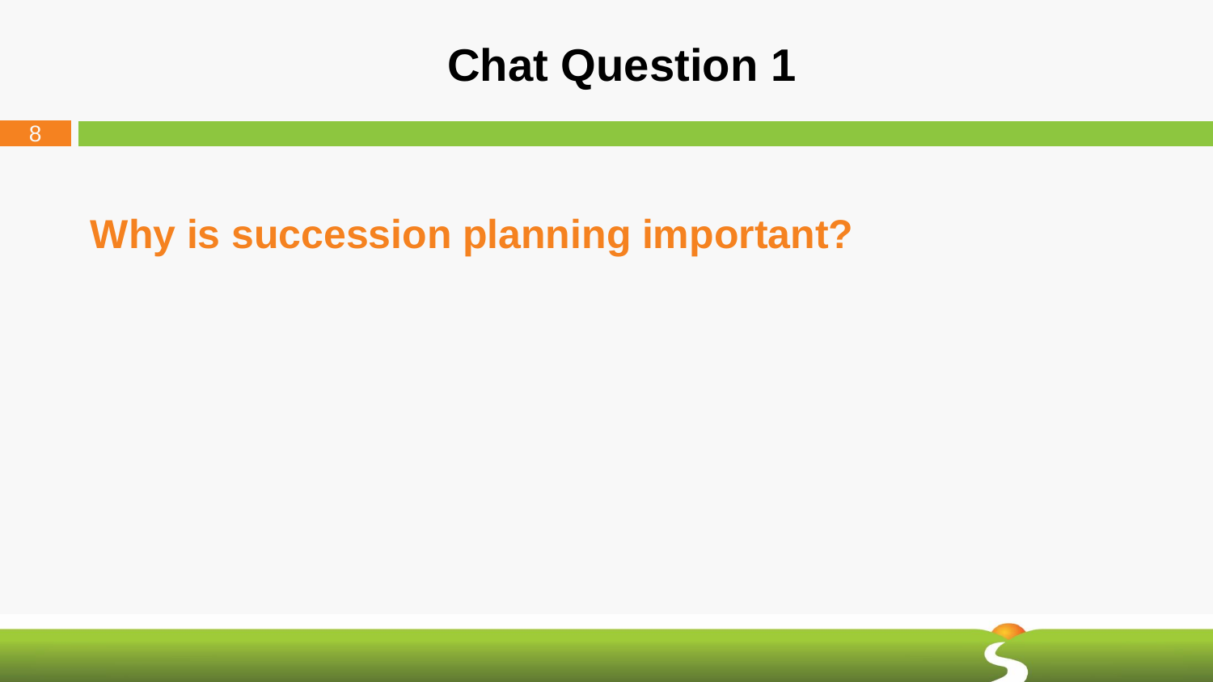# Chat Question 1

**Why is succession planning important?**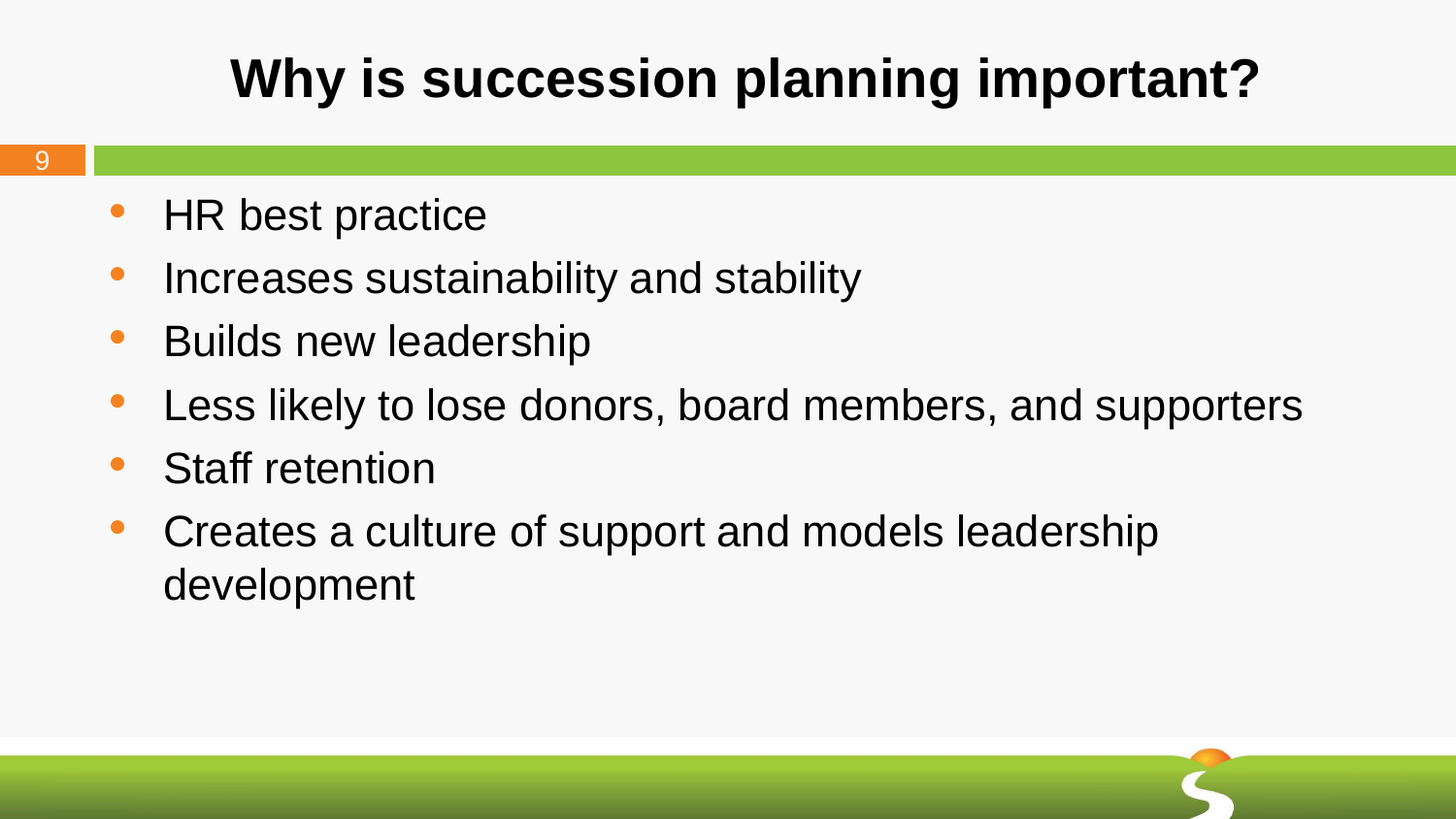# Why is succession planning important?

- HR best practice
- Increases sustainability and stability
- Builds new leadership
- Less likely to lose donors, board members, and supporters
- Staff retention
- Creates a culture of support and models leadership development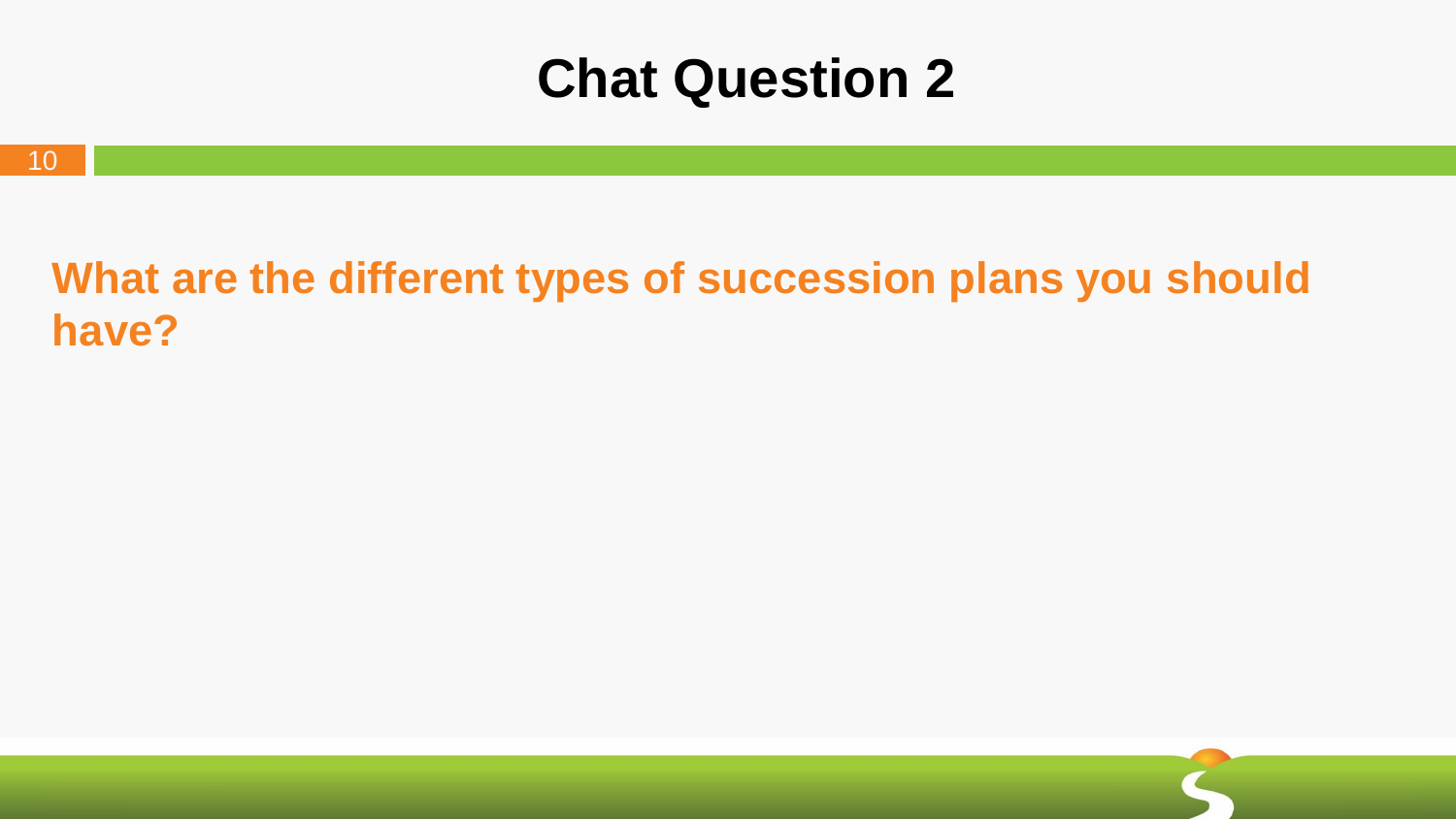# Chat Question 2

**What are the different types of succession plans you should have?**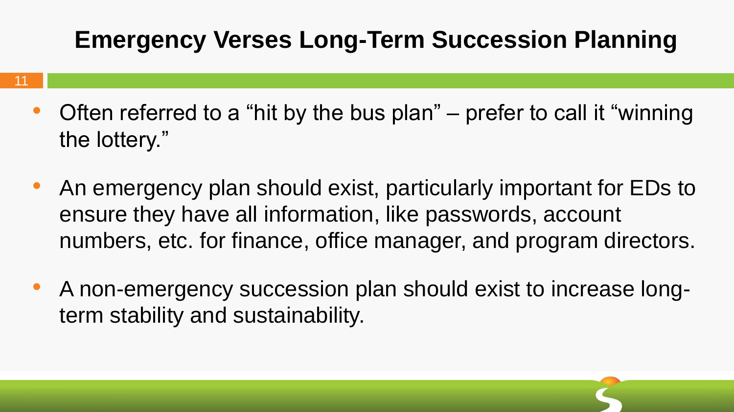# Emergency Verses Long-Term Succession Planning

- Often referred to a "hit by the bus plan" – prefer to call it "winning the lottery."
- An emergency plan should exist, particularly important for EDs to ensure they have all information, like passwords, account numbers, etc. for finance, office manager, and program directors.
- A non-emergency succession plan should exist to increase long-term stability and sustainability.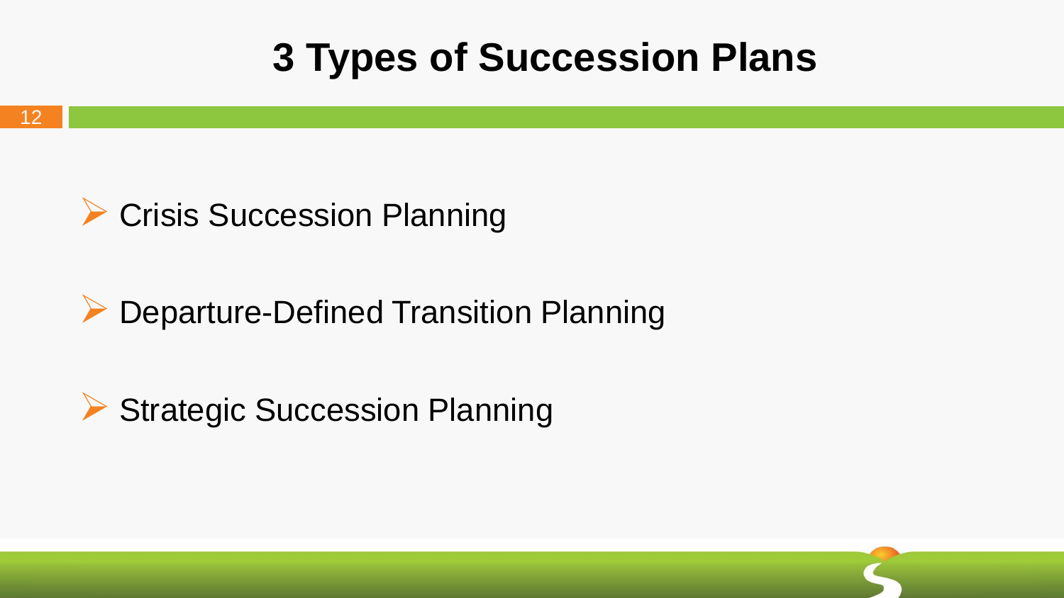# 3 Types of Succession Plans

- Crisis Succession Planning
- Departure-Defined Transition Planning
- Strategic Succession Planning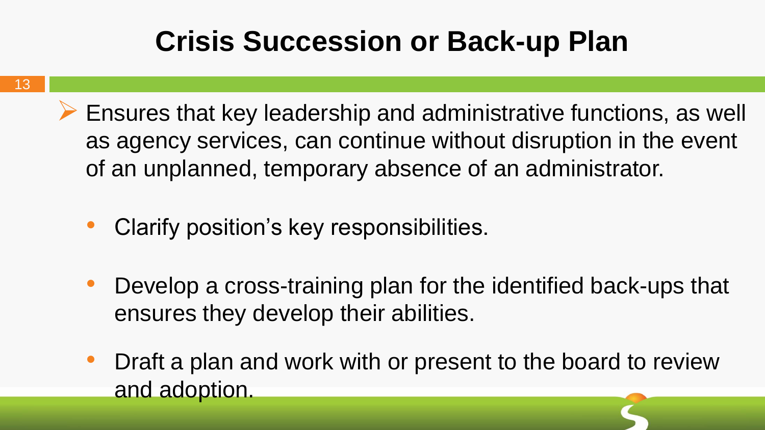# Crisis Succession or Back-up Plan

- Ensures that key leadership and administrative functions, as well as agency services, can continue without disruption in the event of an unplanned, temporary absence of an administrator.

  - Clarify position's key responsibilities.

  - Develop a cross-training plan for the identified back-ups that ensures they develop their abilities.

  - Draft a plan and work with or present to the board to review and adoption.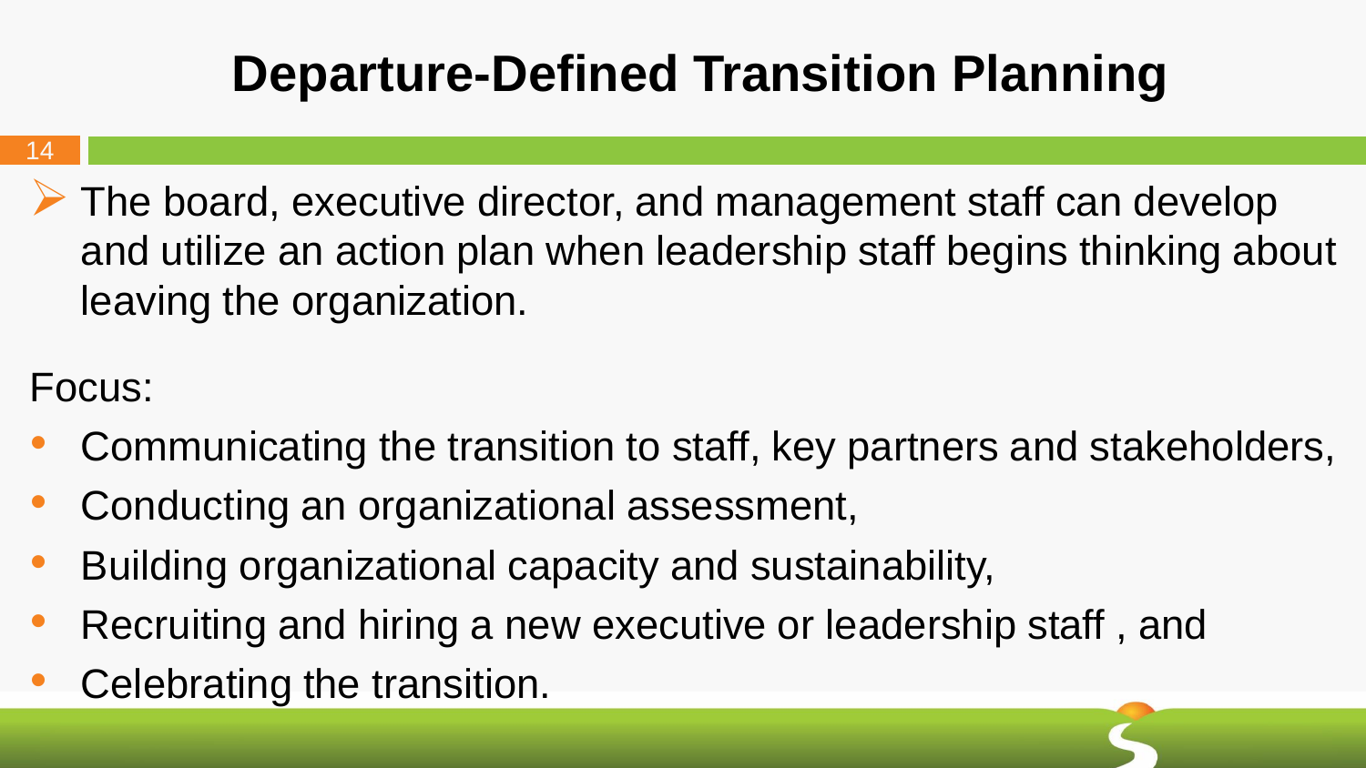# Departure-Defined Transition Planning

- The board, executive director, and management staff can develop and utilize an action plan when leadership staff begins thinking about leaving the organization.

Focus:

- Communicating the transition to staff, key partners and stakeholders,
- Conducting an organizational assessment,
- Building organizational capacity and sustainability,
- Recruiting and hiring a new executive or leadership staff , and
- Celebrating the transition.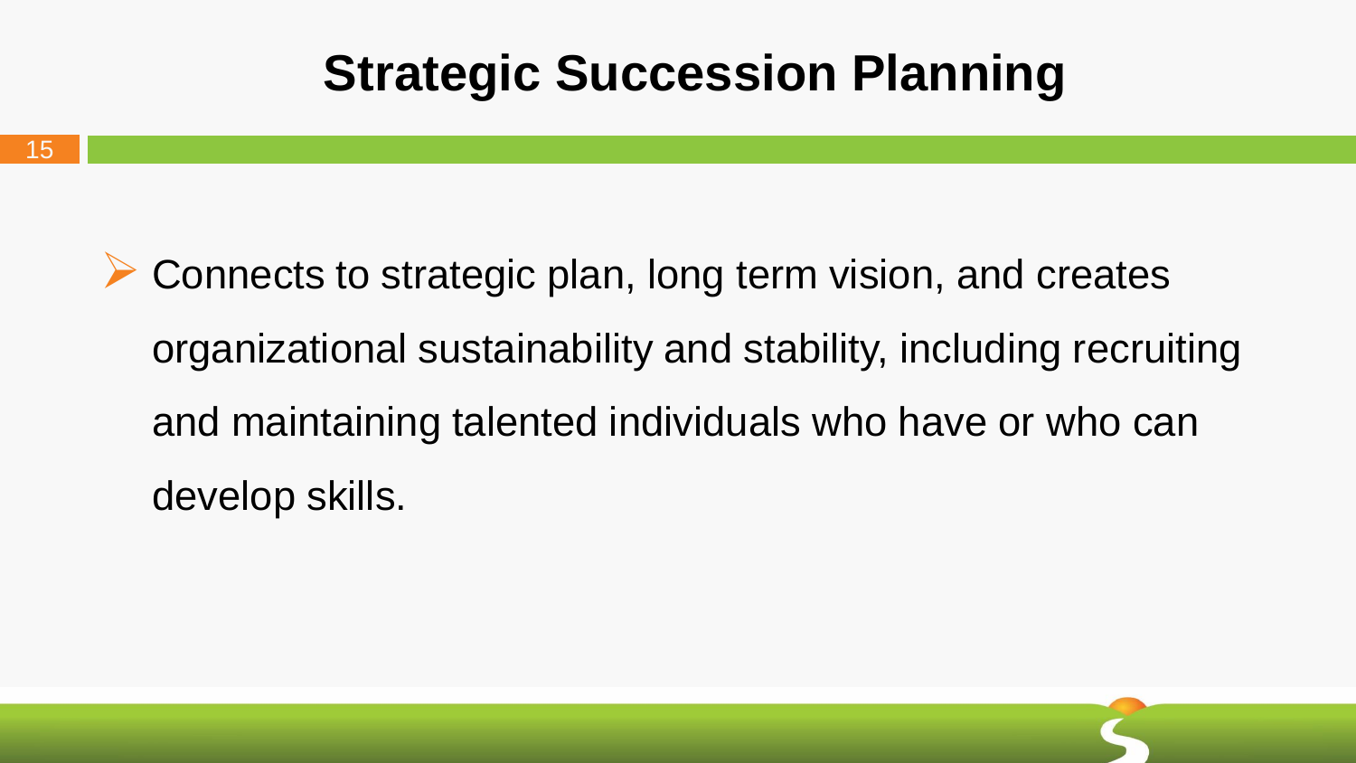# Strategic Succession Planning

- Connects to strategic plan, long term vision, and creates organizational sustainability and stability, including recruiting and maintaining talented individuals who have or who can develop skills.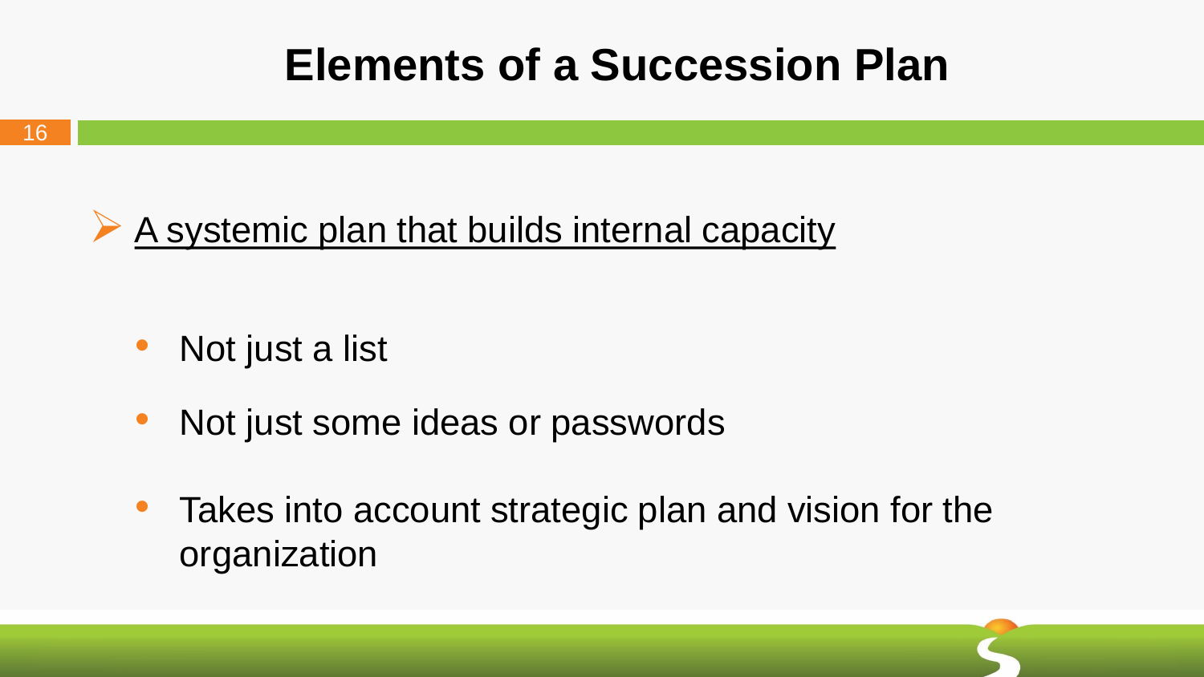# Elements of a Succession Plan

- <u>A systemic plan that builds internal capacity</u>

  - Not just a list
  - Not just some ideas or passwords
  - Takes into account strategic plan and vision for the organization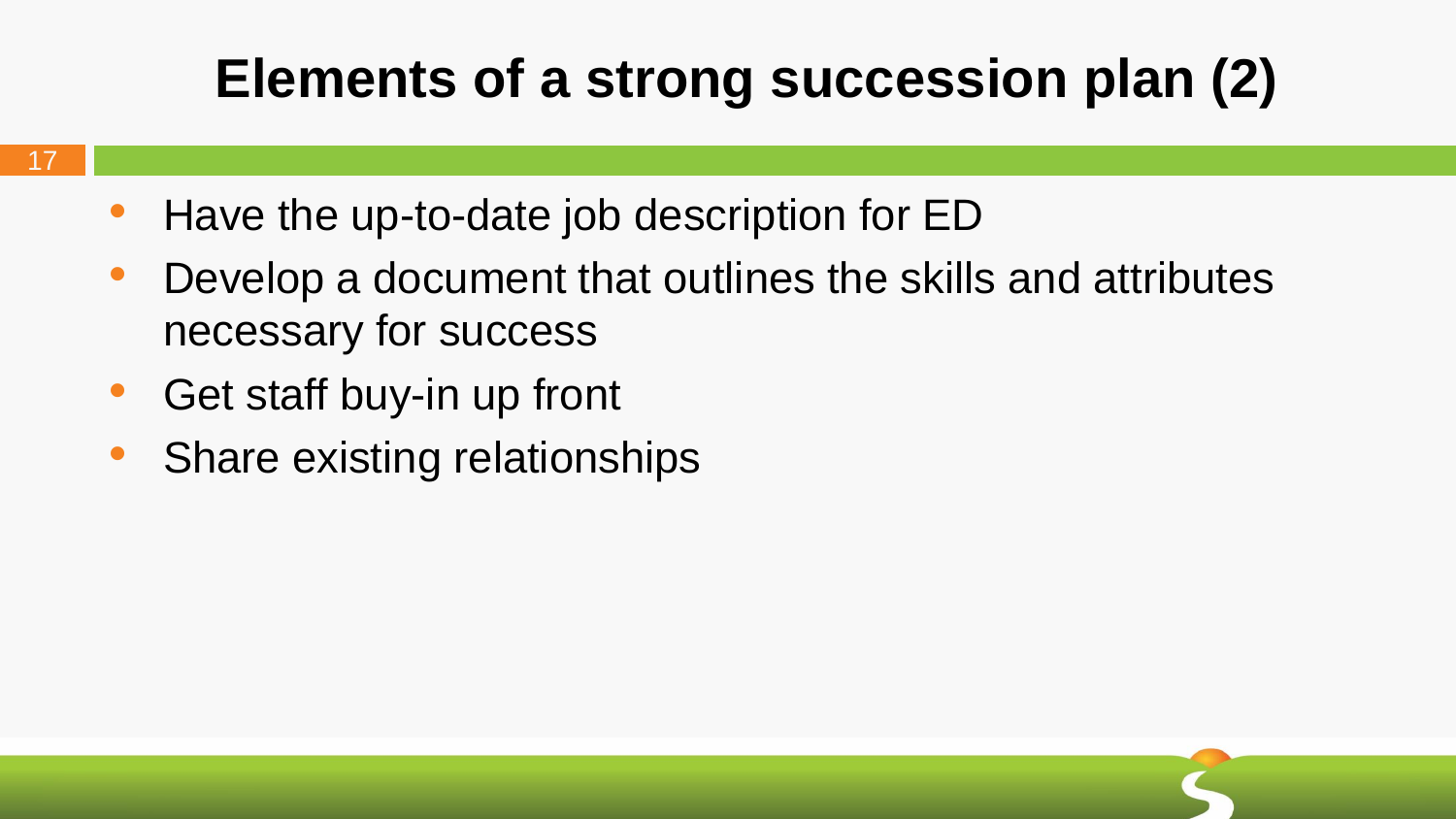# Elements of a strong succession plan (2)

- Have the up-to-date job description for ED
- Develop a document that outlines the skills and attributes necessary for success
- Get staff buy-in up front
- Share existing relationships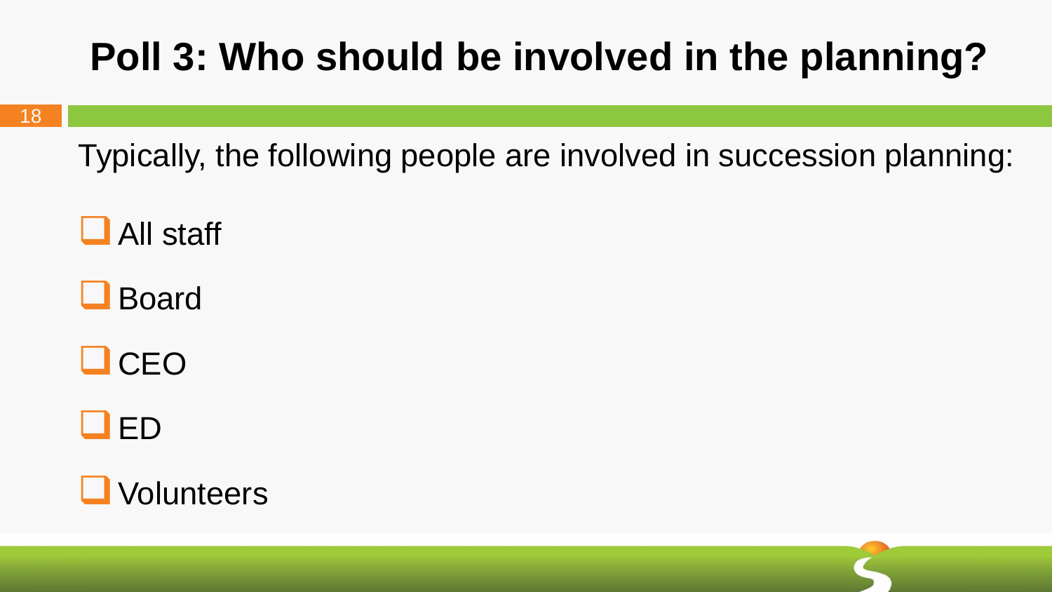# Poll 3: Who should be involved in the planning?

Typically, the following people are involved in succession planning:

- [ ] All staff
- [ ] Board
- [ ] CEO
- [ ] ED
- [ ] Volunteers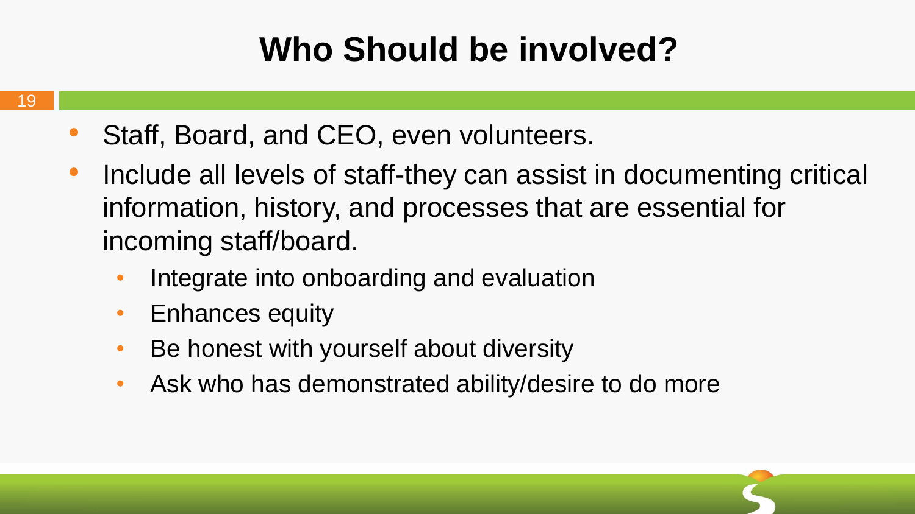# Who Should be involved?

- Staff, Board, and CEO, even volunteers.
- Include all levels of staff-they can assist in documenting critical information, history, and processes that are essential for incoming staff/board.
  - Integrate into onboarding and evaluation
  - Enhances equity
  - Be honest with yourself about diversity
  - Ask who has demonstrated ability/desire to do more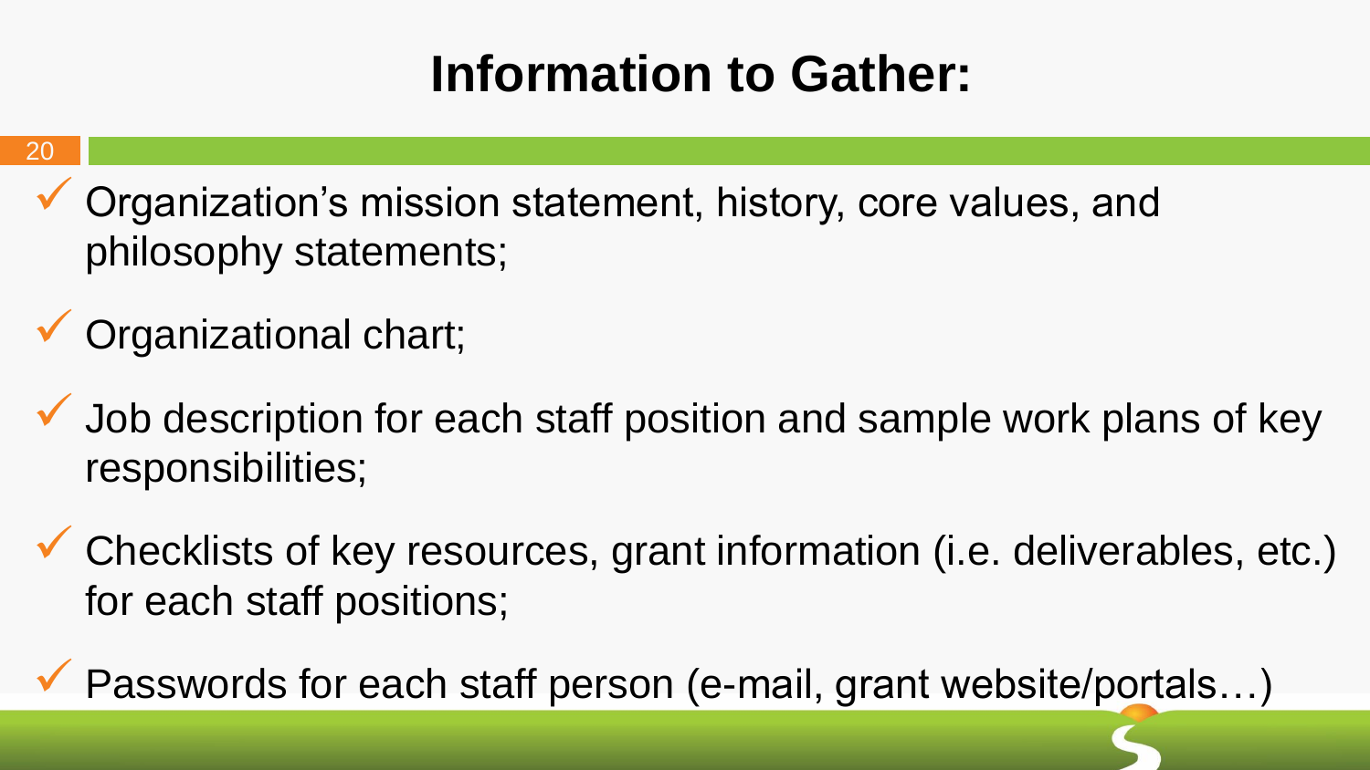# Information to Gather:

- ✓ Organization's mission statement, history, core values, and philosophy statements;
- ✓ Organizational chart;
- ✓ Job description for each staff position and sample work plans of key responsibilities;
- ✓ Checklists of key resources, grant information (i.e. deliverables, etc.) for each staff positions;
- ✓ Passwords for each staff person (e-mail, grant website/portals…)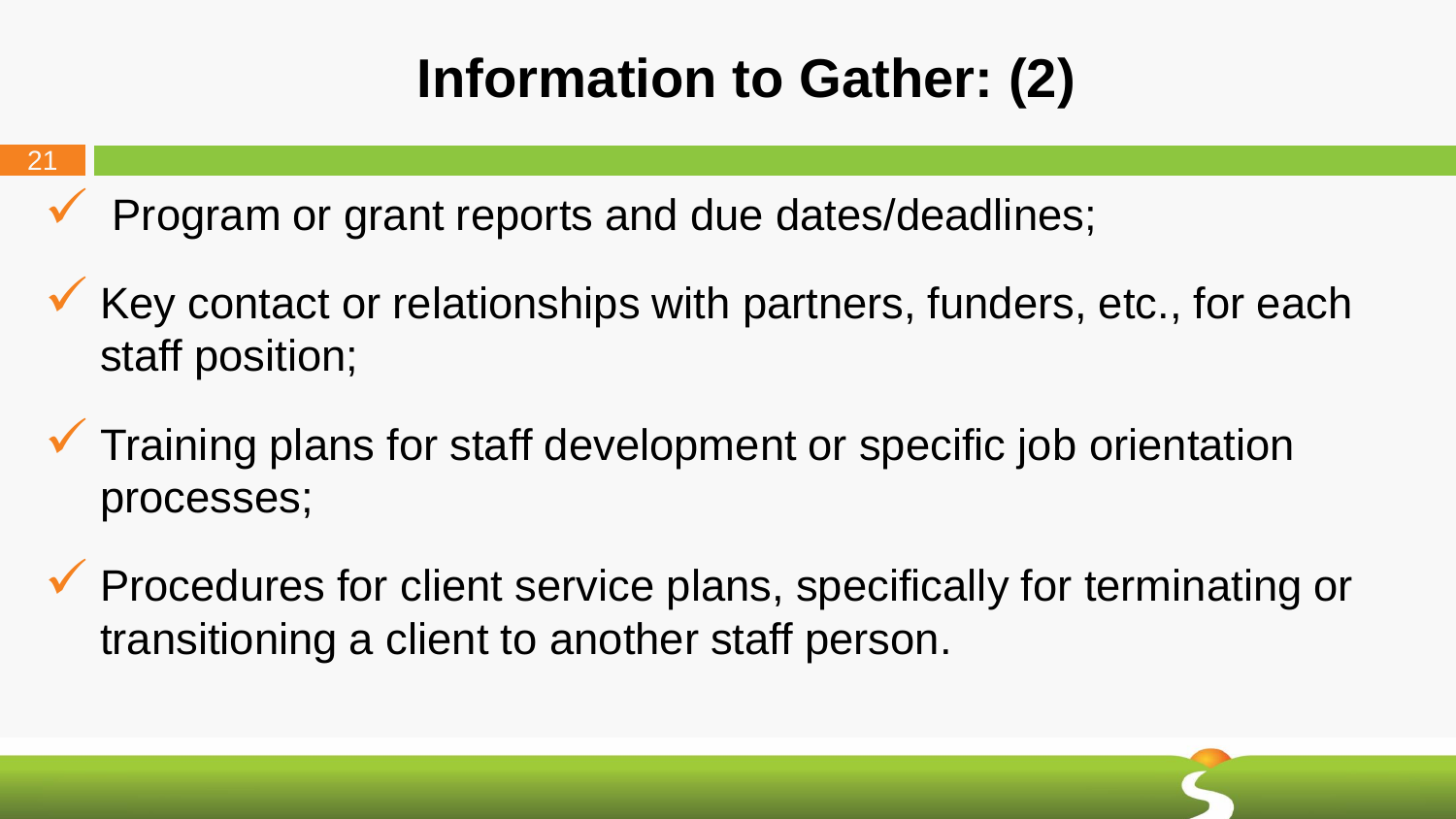# Information to Gather: (2)

- Program or grant reports and due dates/deadlines;
- Key contact or relationships with partners, funders, etc., for each staff position;
- Training plans for staff development or specific job orientation processes;
- Procedures for client service plans, specifically for terminating or transitioning a client to another staff person.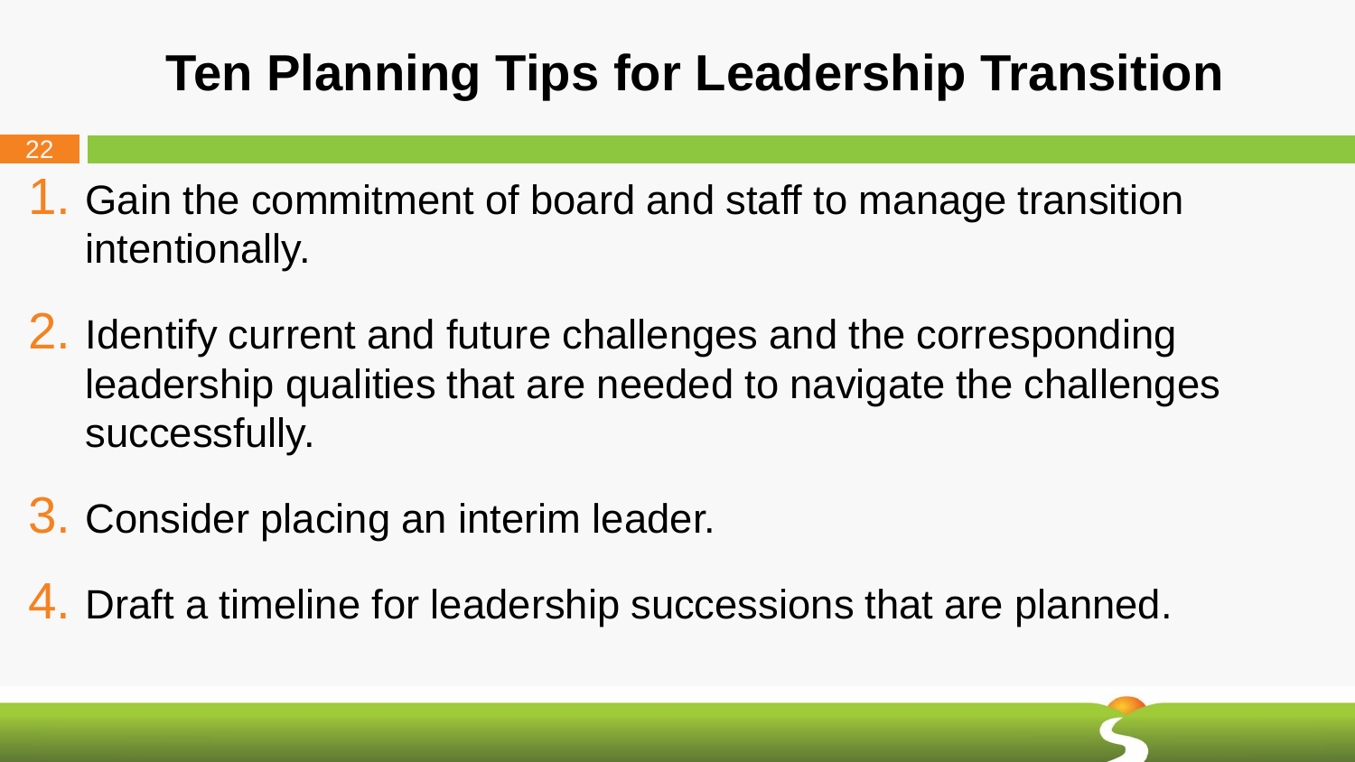# Ten Planning Tips for Leadership Transition

1. Gain the commitment of board and staff to manage transition intentionally.
2. Identify current and future challenges and the corresponding leadership qualities that are needed to navigate the challenges successfully.
3. Consider placing an interim leader.
4. Draft a timeline for leadership successions that are planned.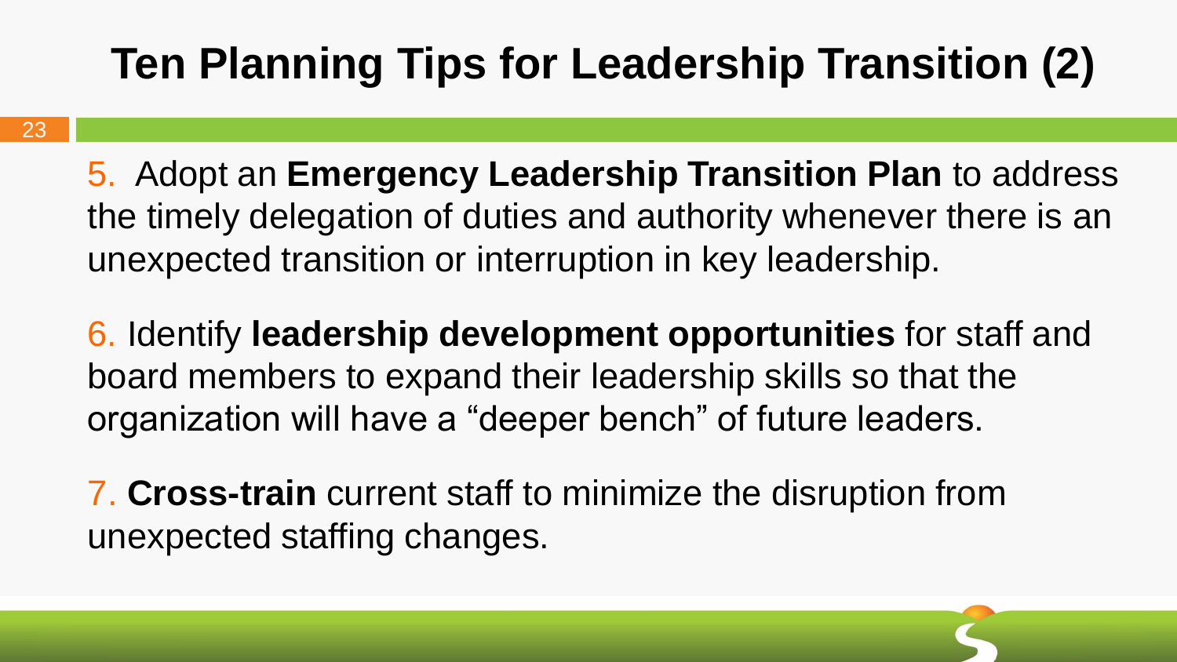# Ten Planning Tips for Leadership Transition (2)

5. Adopt an **Emergency Leadership Transition Plan** to address the timely delegation of duties and authority whenever there is an unexpected transition or interruption in key leadership.

6. Identify **leadership development opportunities** for staff and board members to expand their leadership skills so that the organization will have a "deeper bench" of future leaders.

7. **Cross-train** current staff to minimize the disruption from unexpected staffing changes.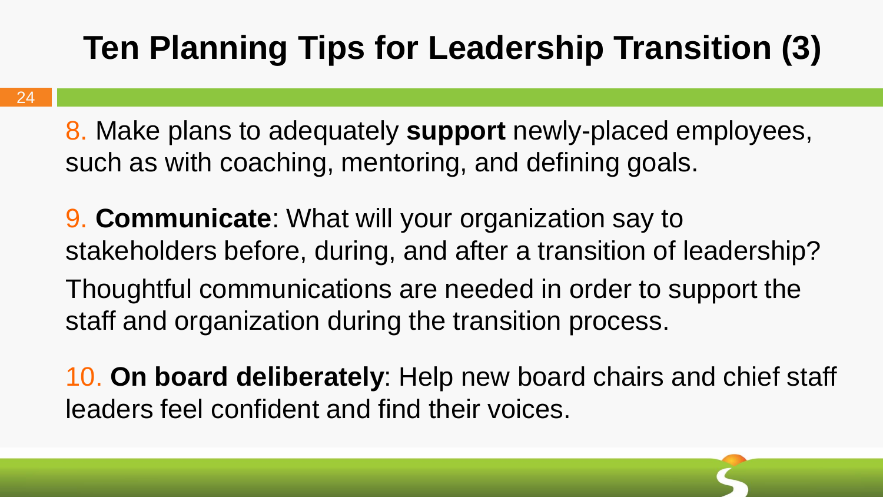# Ten Planning Tips for Leadership Transition (3)

8. Make plans to adequately **support** newly-placed employees, such as with coaching, mentoring, and defining goals.

9. **Communicate**: What will your organization say to stakeholders before, during, and after a transition of leadership? Thoughtful communications are needed in order to support the staff and organization during the transition process.

10. **On board deliberately**: Help new board chairs and chief staff leaders feel confident and find their voices.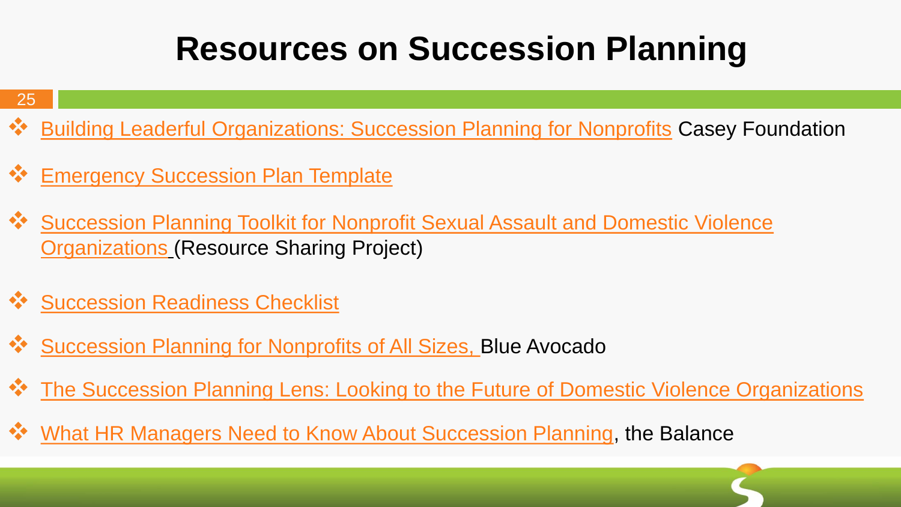# Resources on Succession Planning

- Building Leaderful Organizations: Succession Planning for Nonprofits Casey Foundation
- Emergency Succession Plan Template
- Succession Planning Toolkit for Nonprofit Sexual Assault and Domestic Violence Organizations (Resource Sharing Project)
- Succession Readiness Checklist
- Succession Planning for Nonprofits of All Sizes, Blue Avocado
- The Succession Planning Lens: Looking to the Future of Domestic Violence Organizations
- What HR Managers Need to Know About Succession Planning, the Balance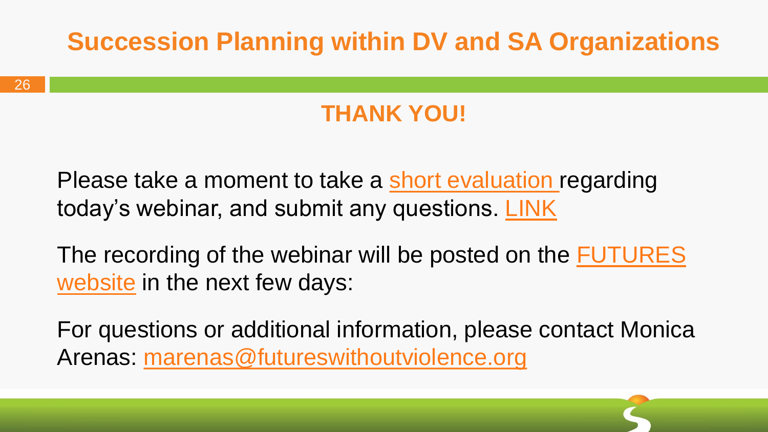# Succession Planning within DV and SA Organizations

## THANK YOU!

Please take a moment to take a short evaluation regarding today's webinar, and submit any questions. LINK

The recording of the webinar will be posted on the FUTURES website in the next few days:

For questions or additional information, please contact Monica Arenas: marenas@futureswithoutviolence.org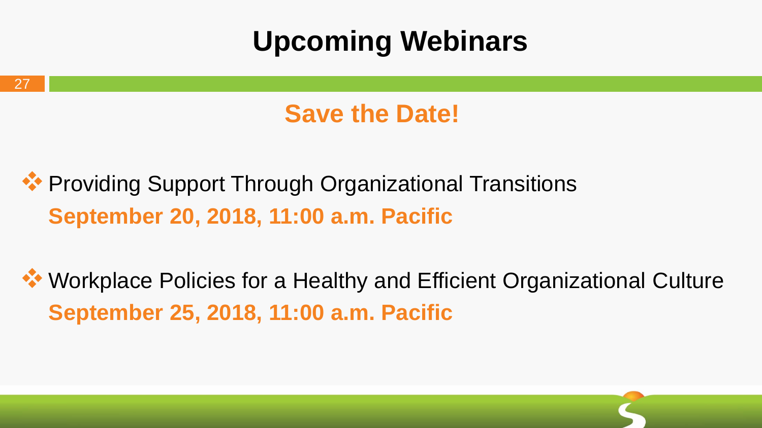# Upcoming Webinars

## Save the Date!

- Providing Support Through Organizational Transitions
  **September 20, 2018, 11:00 a.m. Pacific**

- Workplace Policies for a Healthy and Efficient Organizational Culture
  **September 25, 2018, 11:00 a.m. Pacific**